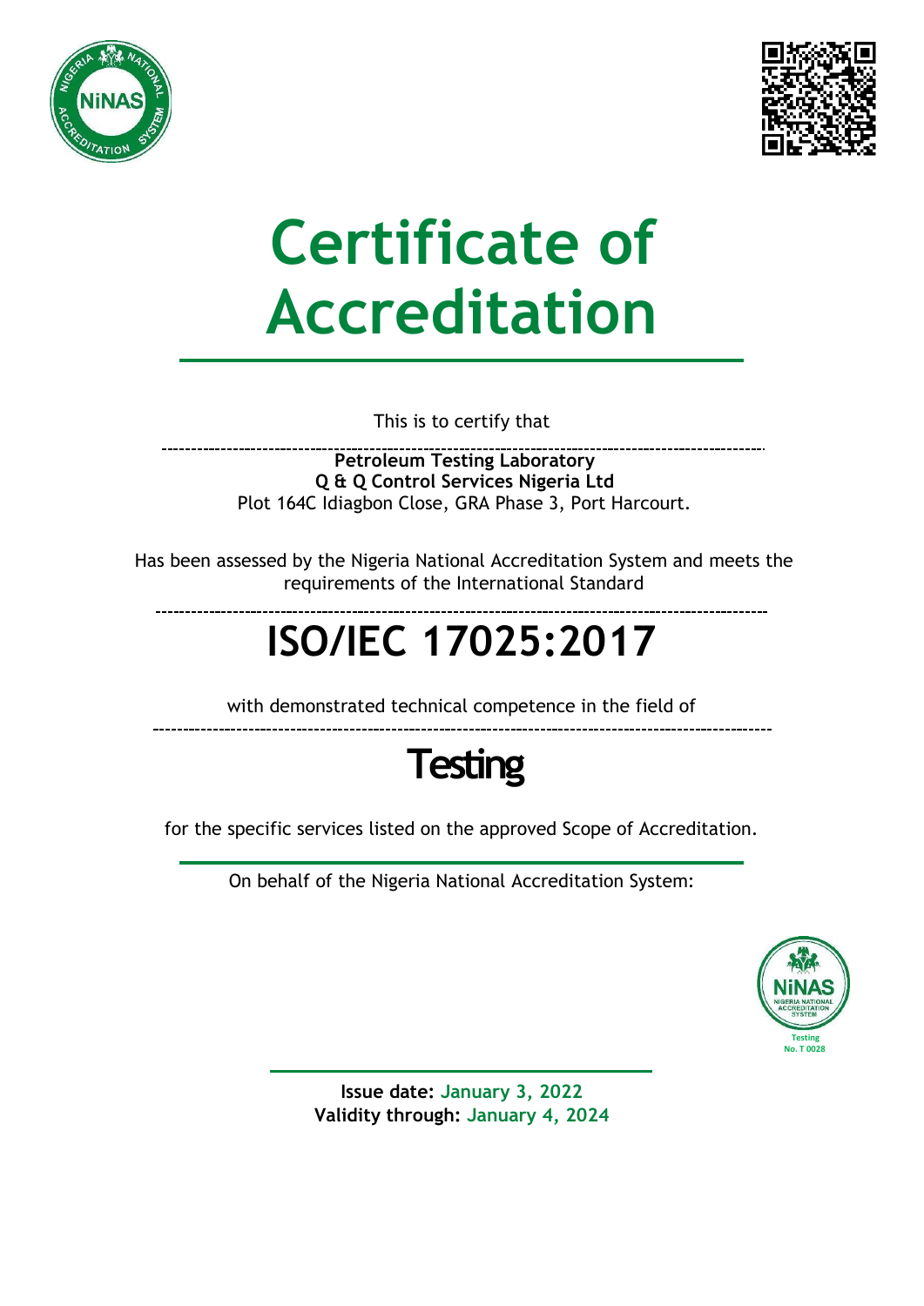# Certificate of Accreditation

This is to certify that

**Petroleum Testing Laboratory**
**Q & Q Control Services Nigeria Ltd**
Plot 164C Idiagbon Close, GRA Phase 3, Port Harcourt.

Has been assessed by the Nigeria National Accreditation System and meets the requirements of the International Standard

# ISO/IEC 17025:2017

with demonstrated technical competence in the field of

## Testing

for the specific services listed on the approved Scope of Accreditation.

On behalf of the Nigeria National Accreditation System:

NiNAS NIGERIA NATIONAL ACCREDITATION SYSTEM
Testing
No. T 0028

**Issue date:** January 3, 2022
**Validity through:** January 4, 2024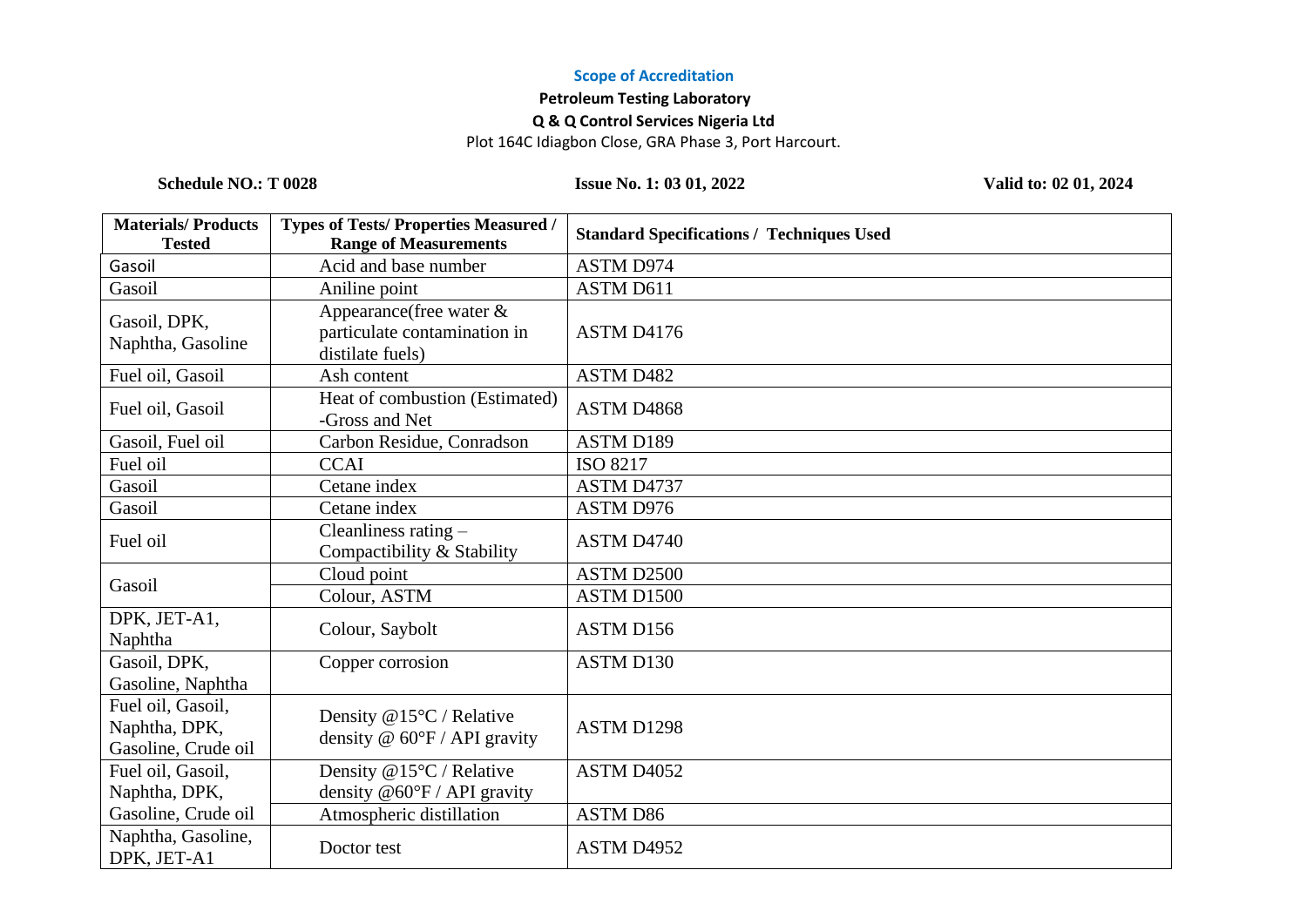**Scope of Accreditation**

**Petroleum Testing Laboratory**

**Q & Q Control Services Nigeria Ltd**

Plot 164C Idiagbon Close, GRA Phase 3, Port Harcourt.

**Schedule NO.: T 0028** **Issue No. 1: 03 01, 2022** **Valid to: 02 01, 2024**

| Materials/ Products Tested | Types of Tests/ Properties Measured / Range of Measurements | Standard Specifications / Techniques Used |
|---|---|---|
| Gasoil | Acid and base number | ASTM D974 |
| Gasoil | Aniline point | ASTM D611 |
| Gasoil, DPK, Naphtha, Gasoline | Appearance(free water & particulate contamination in distilate fuels) | ASTM D4176 |
| Fuel oil, Gasoil | Ash content | ASTM D482 |
| Fuel oil, Gasoil | Heat of combustion (Estimated) -Gross and Net | ASTM D4868 |
| Gasoil, Fuel oil | Carbon Residue, Conradson | ASTM D189 |
| Fuel oil | CCAI | ISO 8217 |
| Gasoil | Cetane index | ASTM D4737 |
| Gasoil | Cetane index | ASTM D976 |
| Fuel oil | Cleanliness rating – Compactibility & Stability | ASTM D4740 |
| Gasoil | Cloud point | ASTM D2500 |
| | Colour, ASTM | ASTM D1500 |
| DPK, JET-A1, Naphtha | Colour, Saybolt | ASTM D156 |
| Gasoil, DPK, Gasoline, Naphtha | Copper corrosion | ASTM D130 |
| Fuel oil, Gasoil, Naphtha, DPK, Gasoline, Crude oil | Density @15°C / Relative density @ 60°F / API gravity | ASTM D1298 |
| Fuel oil, Gasoil, Naphtha, DPK, Gasoline, Crude oil | Density @15°C / Relative density @60°F / API gravity | ASTM D4052 |
| | Atmospheric distillation | ASTM D86 |
| Naphtha, Gasoline, DPK, JET-A1 | Doctor test | ASTM D4952 |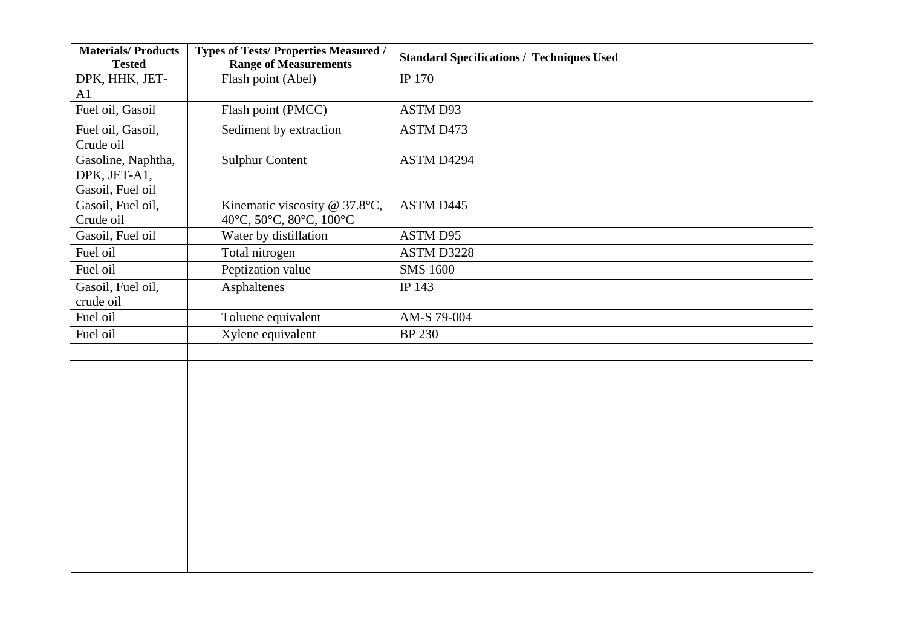| Materials/ Products Tested | Types of Tests/ Properties Measured / Range of Measurements | Standard Specifications / Techniques Used |
|---|---|---|
| DPK, HHK, JET-A1 | Flash point (Abel) | IP 170 |
| Fuel oil, Gasoil | Flash point (PMCC) | ASTM D93 |
| Fuel oil, Gasoil, Crude oil | Sediment by extraction | ASTM D473 |
| Gasoline, Naphtha, DPK, JET-A1, Gasoil, Fuel oil | Sulphur Content | ASTM D4294 |
| Gasoil, Fuel oil, Crude oil | Kinematic viscosity @ 37.8°C, 40°C, 50°C, 80°C, 100°C | ASTM D445 |
| Gasoil, Fuel oil | Water by distillation | ASTM D95 |
| Fuel oil | Total nitrogen | ASTM D3228 |
| Fuel oil | Peptization value | SMS 1600 |
| Gasoil, Fuel oil, crude oil | Asphaltenes | IP 143 |
| Fuel oil | Toluene equivalent | AM-S 79-004 |
| Fuel oil | Xylene equivalent | BP 230 |
| | | |
| | | |